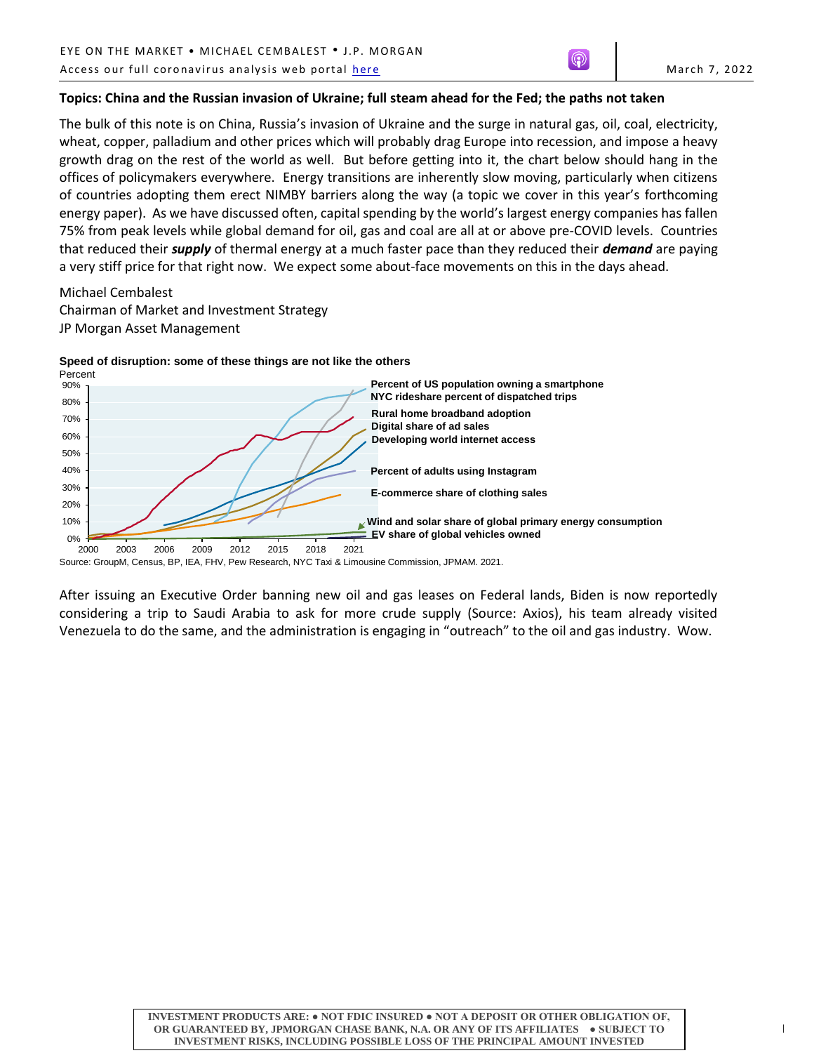Topics: China and the Russian invasion of Ukraine; full steam ahead for the Fed; the paths not taken

The bulk of this note is on China, Russia's invasion of Ukraine and the surge in natural gas, oil, coal, electricity, wheat, copper, palladium and other prices which will probably drag Europe into recession, and impose a heavy growth drag on the rest of the world as well. But before getting into it, the chart below should hang in the offices of policymakers everywhere. Energy transitions are inherently slow moving, particularly when citizens of countries adopting them erect NIMBY barriers along the way (a topic we cover in this year's forthcoming energy paper). As we have discussed often, capital spending by the world's largest energy companies has fallen 75% from peak levels while global demand for oil, gas and coal are all at or above pre-COVID levels. Countries that reduced their ***supply*** of thermal energy at a much faster pace than they reduced their ***demand*** are paying a very stiff price for that right now. We expect some about-face movements on this in the days ahead.

Michael Cembalest
Chairman of Market and Investment Strategy
JP Morgan Asset Management

**Speed of disruption: some of these things are not like the others**

Percent

90%
80%
70%
60%
50%
40%
30%
20%
10%
0%

2000 2003 2006 2009 2012 2015 2018 2021

Percent of US population owning a smartphone
NYC rideshare percent of dispatched trips
Rural home broadband adoption
Digital share of ad sales
Developing world internet access
Percent of adults using Instagram
E-commerce share of clothing sales
Wind and solar share of global primary energy consumption
EV share of global vehicles owned

Source: GroupM, Census, BP, IEA, FHV, Pew Research, NYC Taxi & Limousine Commission, JPMAM. 2021.

After issuing an Executive Order banning new oil and gas leases on Federal lands, Biden is now reportedly considering a trip to Saudi Arabia to ask for more crude supply (Source: Axios), his team already visited Venezuela to do the same, and the administration is engaging in "outreach" to the oil and gas industry. Wow.

INVESTMENT PRODUCTS ARE: ● NOT FDIC INSURED ● NOT A DEPOSIT OR OTHER OBLIGATION OF, OR GUARANTEED BY, JPMORGAN CHASE BANK, N.A. OR ANY OF ITS AFFILIATES ● SUBJECT TO INVESTMENT RISKS, INCLUDING POSSIBLE LOSS OF THE PRINCIPAL AMOUNT INVESTED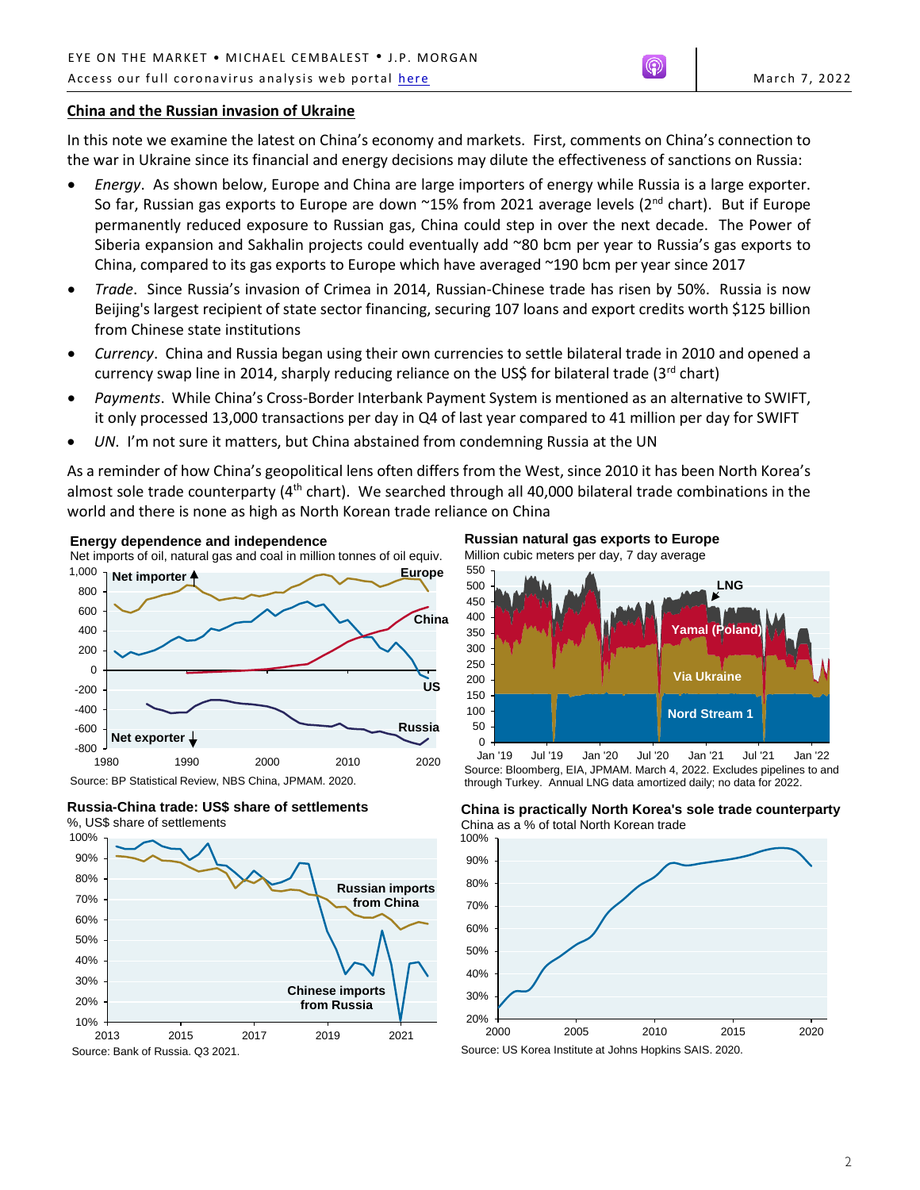## China and the Russian invasion of Ukraine

In this note we examine the latest on China's economy and markets. First, comments on China's connection to the war in Ukraine since its financial and energy decisions may dilute the effectiveness of sanctions on Russia:

- *Energy*. As shown below, Europe and China are large importers of energy while Russia is a large exporter. So far, Russian gas exports to Europe are down ~15% from 2021 average levels (2nd chart). But if Europe permanently reduced exposure to Russian gas, China could step in over the next decade. The Power of Siberia expansion and Sakhalin projects could eventually add ~80 bcm per year to Russia's gas exports to China, compared to its gas exports to Europe which have averaged ~190 bcm per year since 2017
- *Trade*. Since Russia's invasion of Crimea in 2014, Russian-Chinese trade has risen by 50%. Russia is now Beijing's largest recipient of state sector financing, securing 107 loans and export credits worth $125 billion from Chinese state institutions
- *Currency*. China and Russia began using their own currencies to settle bilateral trade in 2010 and opened a currency swap line in 2014, sharply reducing reliance on the US$ for bilateral trade (3rd chart)
- *Payments*. While China's Cross-Border Interbank Payment System is mentioned as an alternative to SWIFT, it only processed 13,000 transactions per day in Q4 of last year compared to 41 million per day for SWIFT
- *UN*. I'm not sure it matters, but China abstained from condemning Russia at the UN

As a reminder of how China's geopolitical lens often differs from the West, since 2010 it has been North Korea's almost sole trade counterparty (4th chart). We searched through all 40,000 bilateral trade combinations in the world and there is none as high as North Korean trade reliance on China

**Energy dependence and independence**
Net imports of oil, natural gas and coal in million tonnes of oil equiv.
1,000
800
600
400
200
0
-200
-400
-600
-800
1980
1990
2000
2010
2020
Net importer
Net exporter
Europe
China
US
Russia
Source: BP Statistical Review, NBS China, JPMAM. 2020.

**Russian natural gas exports to Europe**
Million cubic meters per day, 7 day average
550
500
450
400
350
300
250
200
150
100
50
0
Jan '19
Jul '19
Jan '20
Jul '20
Jan '21
Jul '21
Jan '22
LNG
Yamal (Poland)
Via Ukraine
Nord Stream 1
Source: Bloomberg, EIA, JPMAM. March 4, 2022. Excludes pipelines to and through Turkey. Annual LNG data amortized daily; no data for 2022.

**Russia-China trade: US$ share of settlements**
%, US$ share of settlements
100%
90%
80%
70%
60%
50%
40%
30%
20%
10%
2013
2015
2017
2019
2021
Russian imports from China
Chinese imports from Russia
Source: Bank of Russia. Q3 2021.

**China is practically North Korea's sole trade counterparty**
China as a % of total North Korean trade
100%
90%
80%
70%
60%
50%
40%
30%
20%
2000
2005
2010
2015
2020
Source: US Korea Institute at Johns Hopkins SAIS. 2020.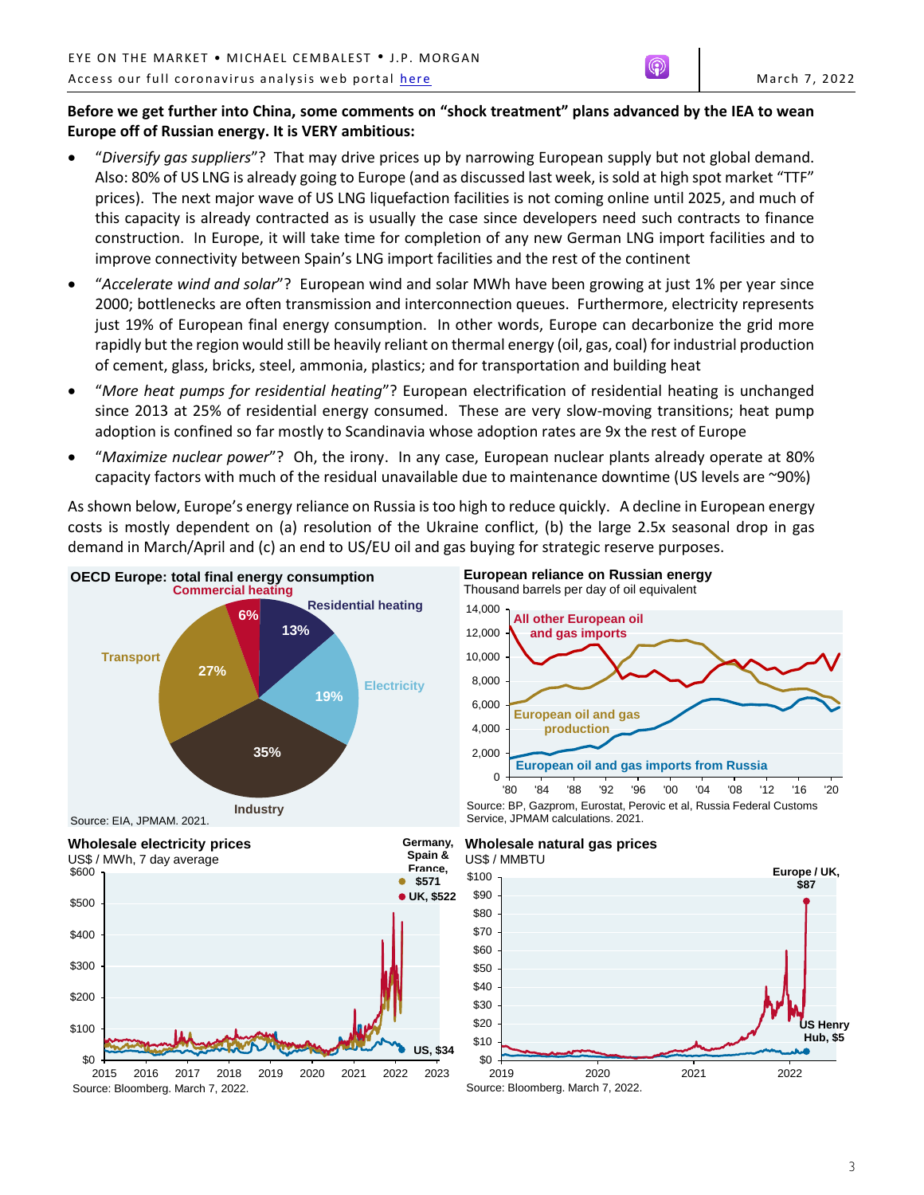**Before we get further into China, some comments on "shock treatment" plans advanced by the IEA to wean Europe off of Russian energy. It is VERY ambitious:**

- "*Diversify gas suppliers*"? That may drive prices up by narrowing European supply but not global demand. Also: 80% of US LNG is already going to Europe (and as discussed last week, is sold at high spot market "TTF" prices). The next major wave of US LNG liquefaction facilities is not coming online until 2025, and much of this capacity is already contracted as is usually the case since developers need such contracts to finance construction. In Europe, it will take time for completion of any new German LNG import facilities and to improve connectivity between Spain's LNG import facilities and the rest of the continent
- "*Accelerate wind and solar*"? European wind and solar MWh have been growing at just 1% per year since 2000; bottlenecks are often transmission and interconnection queues. Furthermore, electricity represents just 19% of European final energy consumption. In other words, Europe can decarbonize the grid more rapidly but the region would still be heavily reliant on thermal energy (oil, gas, coal) for industrial production of cement, glass, bricks, steel, ammonia, plastics; and for transportation and building heat
- "*More heat pumps for residential heating*"? European electrification of residential heating is unchanged since 2013 at 25% of residential energy consumed. These are very slow-moving transitions; heat pump adoption is confined so far mostly to Scandinavia whose adoption rates are 9x the rest of Europe
- "*Maximize nuclear power*"? Oh, the irony. In any case, European nuclear plants already operate at 80% capacity factors with much of the residual unavailable due to maintenance downtime (US levels are ~90%)

As shown below, Europe's energy reliance on Russia is too high to reduce quickly. A decline in European energy costs is mostly dependent on (a) resolution of the Ukraine conflict, (b) the large 2.5x seasonal drop in gas demand in March/April and (c) an end to US/EU oil and gas buying for strategic reserve purposes.

**OECD Europe: total final energy consumption**

Commercial heating 6%
Residential heating 13%
Electricity 19%
Industry 35%
Transport 27%

Source: EIA, JPMAM. 2021.

**European reliance on Russian energy**

Thousand barrels per day of oil equivalent

14,000
12,000
10,000
8,000
6,000
4,000
2,000
0

'80 '84 '88 '92 '96 '00 '04 '08 '12 '16 '20

All other European oil and gas imports
European oil and gas production
European oil and gas imports from Russia

Source: BP, Gazprom, Eurostat, Perovic et al, Russia Federal Customs Service, JPMAM calculations. 2021.

**Wholesale electricity prices**

US$ / MWh, 7 day average

$600
$500
$400
$300
$200
$100
$0

2015 2016 2017 2018 2019 2020 2021 2022 2023

Germany, Spain & France, $571
UK, $522
US, $34

Source: Bloomberg. March 7, 2022.

**Wholesale natural gas prices**

US$ / MMBTU

$100
$90
$80
$70
$60
$50
$40
$30
$20
$10
$0

2019 2020 2021 2022

Europe / UK, $87
US Henry Hub, $5

Source: Bloomberg. March 7, 2022.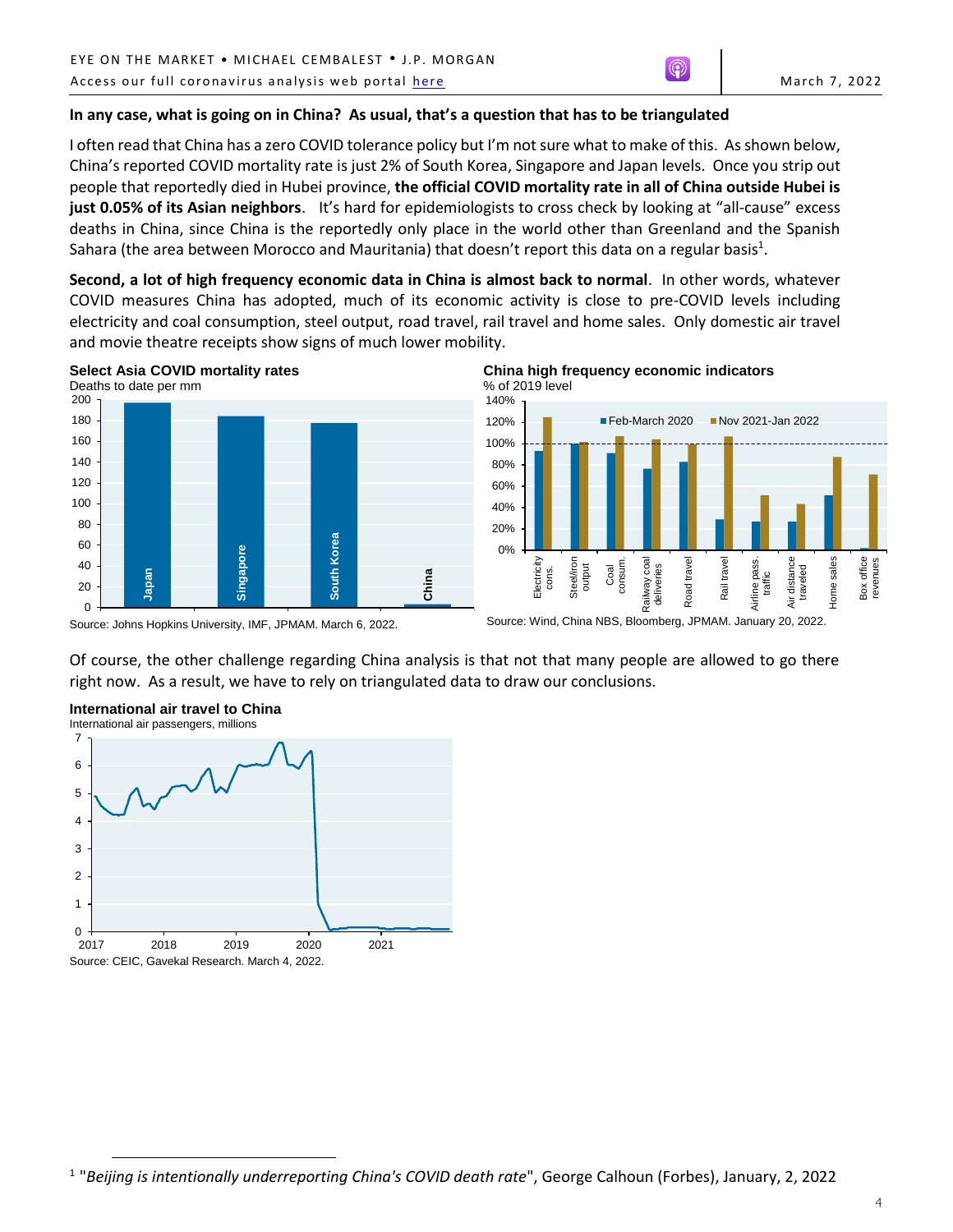**In any case, what is going on in China? As usual, that's a question that has to be triangulated**

I often read that China has a zero COVID tolerance policy but I'm not sure what to make of this. As shown below, China's reported COVID mortality rate is just 2% of South Korea, Singapore and Japan levels. Once you strip out people that reportedly died in Hubei province, **the official COVID mortality rate in all of China outside Hubei is just 0.05% of its Asian neighbors**. It's hard for epidemiologists to cross check by looking at "all-cause" excess deaths in China, since China is the reportedly only place in the world other than Greenland and the Spanish Sahara (the area between Morocco and Mauritania) that doesn't report this data on a regular basis[1].

**Second, a lot of high frequency economic data in China is almost back to normal**. In other words, whatever COVID measures China has adopted, much of its economic activity is close to pre-COVID levels including electricity and coal consumption, steel output, road travel, rail travel and home sales. Only domestic air travel and movie theatre receipts show signs of much lower mobility.

**Select Asia COVID mortality rates**

Deaths to date per mm

200
180
160
140
120
100
80
60
40
20
0

Japan
Singapore
South Korea
China

Source: Johns Hopkins University, IMF, JPMAM. March 6, 2022.

**China high frequency economic indicators**

% of 2019 level

140%
120%
100%
80%
60%
40%
20%
0%

Feb-March 2020
Nov 2021-Jan 2022

Electricity cons.
Steel/iron output
Coal consum.
Railway coal deliveries
Road travel
Rail travel
Airline pass. traffic
Air distance traveled
Home sales
Box office revenues

Source: Wind, China NBS, Bloomberg, JPMAM. January 20, 2022.

Of course, the other challenge regarding China analysis is that not that many people are allowed to go there right now. As a result, we have to rely on triangulated data to draw our conclusions.

**International air travel to China**

International air passengers, millions

7
6
5
4
3
2
1
0

2017
2018
2019
2020
2021

Source: CEIC, Gavekal Research. March 4, 2022.

---

[1] "*Beijing is intentionally underreporting China's COVID death rate*", George Calhoun (Forbes), January, 2, 2022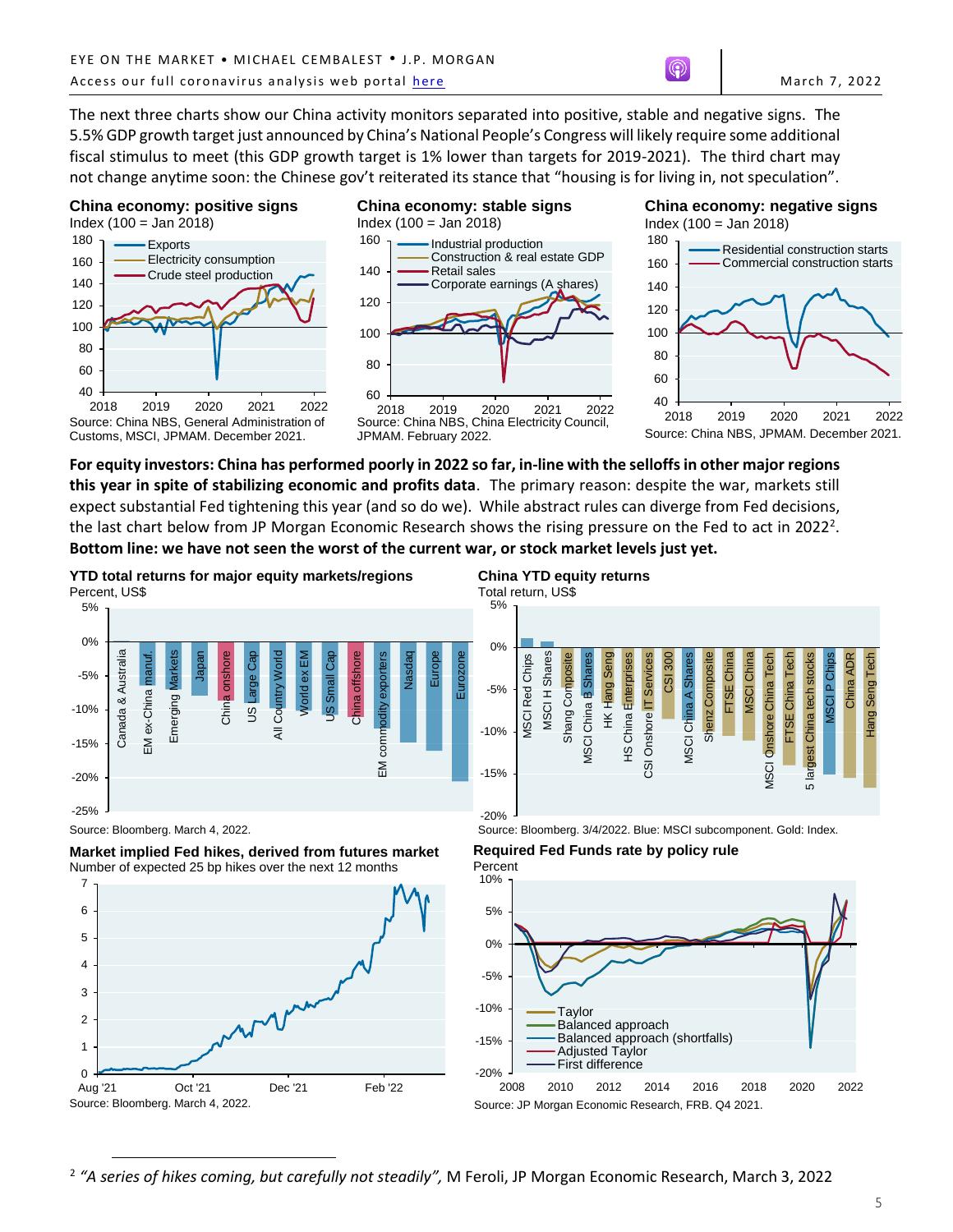The next three charts show our China activity monitors separated into positive, stable and negative signs. The 5.5% GDP growth target just announced by China's National People's Congress will likely require some additional fiscal stimulus to meet (this GDP growth target is 1% lower than targets for 2019-2021). The third chart may not change anytime soon: the Chinese gov't reiterated its stance that "housing is for living in, not speculation".

**China economy: positive signs**
Index (100 = Jan 2018)
Exports
Electricity consumption
Crude steel production
180 160 140 120 100 80 60 40
2018 2019 2020 2021 2022
Source: China NBS, General Administration of Customs, MSCI, JPMAM. December 2021.

**China economy: stable signs**
Index (100 = Jan 2018)
Industrial production
Construction & real estate GDP
Retail sales
Corporate earnings (A shares)
160 140 120 100 80 60
2018 2019 2020 2021 2022
Source: China NBS, China Electricity Council, JPMAM. February 2022.

**China economy: negative signs**
Index (100 = Jan 2018)
Residential construction starts
Commercial construction starts
180 160 140 120 100 80 60 40
2018 2019 2020 2021 2022
Source: China NBS, JPMAM. December 2021.

**For equity investors: China has performed poorly in 2022 so far, in-line with the selloffs in other major regions this year in spite of stabilizing economic and profits data**. The primary reason: despite the war, markets still expect substantial Fed tightening this year (and so do we). While abstract rules can diverge from Fed decisions, the last chart below from JP Morgan Economic Research shows the rising pressure on the Fed to act in 2022[2]. **Bottom line: we have not seen the worst of the current war, or stock market levels just yet.**

**YTD total returns for major equity markets/regions**
Percent, US$
5% 0% -5% -10% -15% -20% -25%
Canada & Australia, EM ex-China manuf., Emerging Markets, Japan, China onshore, US Large Cap, All Country World, World ex EM, US Small Cap, China offshore, EM commodity exporters, Nasdaq, Europe, Eurozone
Source: Bloomberg. March 4, 2022.

**China YTD equity returns**
Total return, US$
5% 0% -5% -10% -15% -20%
MSCI Red Chips, MSCI H Shares, Shang Composite, MSCI China B Shares, HK Hang Seng, HS China Enterprises, CSI Onshore IT Services, CSI 300, MSCI China A Shares, Shenz Composite, FTSE China, MSCI China, MSCI Onshore China Tech, FTSE China Tech, 5 largest China tech stocks, MSCI P Chips, China ADR, Hang Seng Tech
Source: Bloomberg. 3/4/2022. Blue: MSCI subcomponent. Gold: Index.

**Market implied Fed hikes, derived from futures market**
Number of expected 25 bp hikes over the next 12 months
7 6 5 4 3 2 1 0
Aug '21 Oct '21 Dec '21 Feb '22
Source: Bloomberg. March 4, 2022.

**Required Fed Funds rate by policy rule**
Percent
10% 5% 0% -5% -10% -15% -20%
Taylor
Balanced approach
Balanced approach (shortfalls)
Adjusted Taylor
First difference
2008 2010 2012 2014 2016 2018 2020 2022
Source: JP Morgan Economic Research, FRB. Q4 2021.

[2] *"A series of hikes coming, but carefully not steadily",* M Feroli, JP Morgan Economic Research, March 3, 2022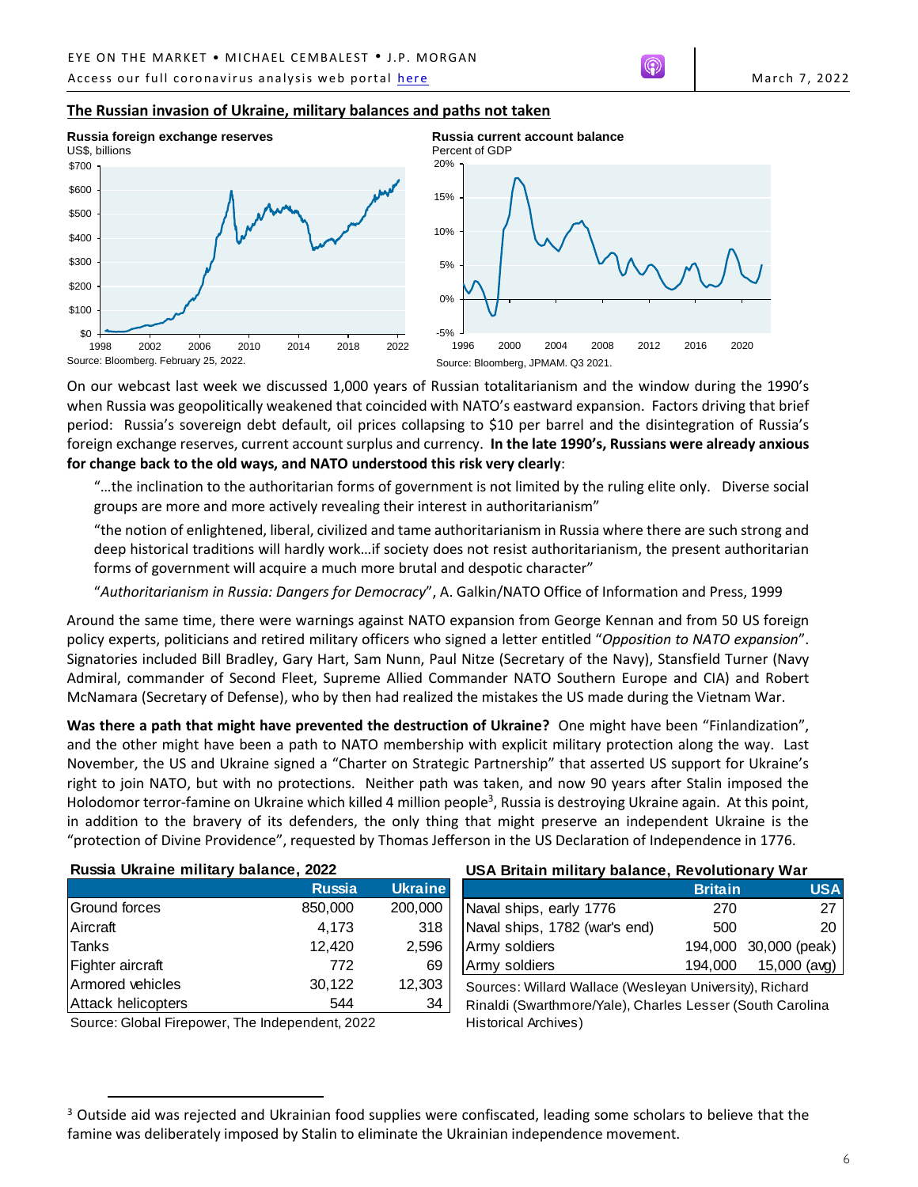## The Russian invasion of Ukraine, military balances and paths not taken

**Russia foreign exchange reserves**
US$, billions
$700
$600
$500
$400
$300
$200
$100
$0
1998 2002 2006 2010 2014 2018 2022
Source: Bloomberg. February 25, 2022.

**Russia current account balance**
Percent of GDP
20%
15%
10%
5%
0%
-5%
1996 2000 2004 2008 2012 2016 2020
Source: Bloomberg, JPMAM. Q3 2021.

On our webcast last week we discussed 1,000 years of Russian totalitarianism and the window during the 1990's when Russia was geopolitically weakened that coincided with NATO's eastward expansion. Factors driving that brief period: Russia's sovereign debt default, oil prices collapsing to $10 per barrel and the disintegration of Russia's foreign exchange reserves, current account surplus and currency. **In the late 1990's, Russians were already anxious for change back to the old ways, and NATO understood this risk very clearly**:

> "…the inclination to the authoritarian forms of government is not limited by the ruling elite only. Diverse social groups are more and more actively revealing their interest in authoritarianism"
>
> "the notion of enlightened, liberal, civilized and tame authoritarianism in Russia where there are such strong and deep historical traditions will hardly work…if society does not resist authoritarianism, the present authoritarian forms of government will acquire a much more brutal and despotic character"
>
> "*Authoritarianism in Russia: Dangers for Democracy*", A. Galkin/NATO Office of Information and Press, 1999

Around the same time, there were warnings against NATO expansion from George Kennan and from 50 US foreign policy experts, politicians and retired military officers who signed a letter entitled "*Opposition to NATO expansion*". Signatories included Bill Bradley, Gary Hart, Sam Nunn, Paul Nitze (Secretary of the Navy), Stansfield Turner (Navy Admiral, commander of Second Fleet, Supreme Allied Commander NATO Southern Europe and CIA) and Robert McNamara (Secretary of Defense), who by then had realized the mistakes the US made during the Vietnam War.

**Was there a path that might have prevented the destruction of Ukraine?** One might have been "Finlandization", and the other might have been a path to NATO membership with explicit military protection along the way. Last November, the US and Ukraine signed a "Charter on Strategic Partnership" that asserted US support for Ukraine's right to join NATO, but with no protections. Neither path was taken, and now 90 years after Stalin imposed the Holodomor terror-famine on Ukraine which killed 4 million people[3], Russia is destroying Ukraine again. At this point, in addition to the bravery of its defenders, the only thing that might preserve an independent Ukraine is the "protection of Divine Providence", requested by Thomas Jefferson in the US Declaration of Independence in 1776.

**Russia Ukraine military balance, 2022**

| | Russia | Ukraine |
|---|---|---|
| Ground forces | 850,000 | 200,000 |
| Aircraft | 4,173 | 318 |
| Tanks | 12,420 | 2,596 |
| Fighter aircraft | 772 | 69 |
| Armored vehicles | 30,122 | 12,303 |
| Attack helicopters | 544 | 34 |

Source: Global Firepower, The Independent, 2022

**USA Britain military balance, Revolutionary War**

| | Britain | USA |
|---|---|---|
| Naval ships, early 1776 | 270 | 27 |
| Naval ships, 1782 (war's end) | 500 | 20 |
| Army soldiers | 194,000 | 30,000 (peak) |
| Army soldiers | 194,000 | 15,000 (avg) |

Sources: Willard Wallace (Wesleyan University), Richard Rinaldi (Swarthmore/Yale), Charles Lesser (South Carolina Historical Archives)

[3] Outside aid was rejected and Ukrainian food supplies were confiscated, leading some scholars to believe that the famine was deliberately imposed by Stalin to eliminate the Ukrainian independence movement.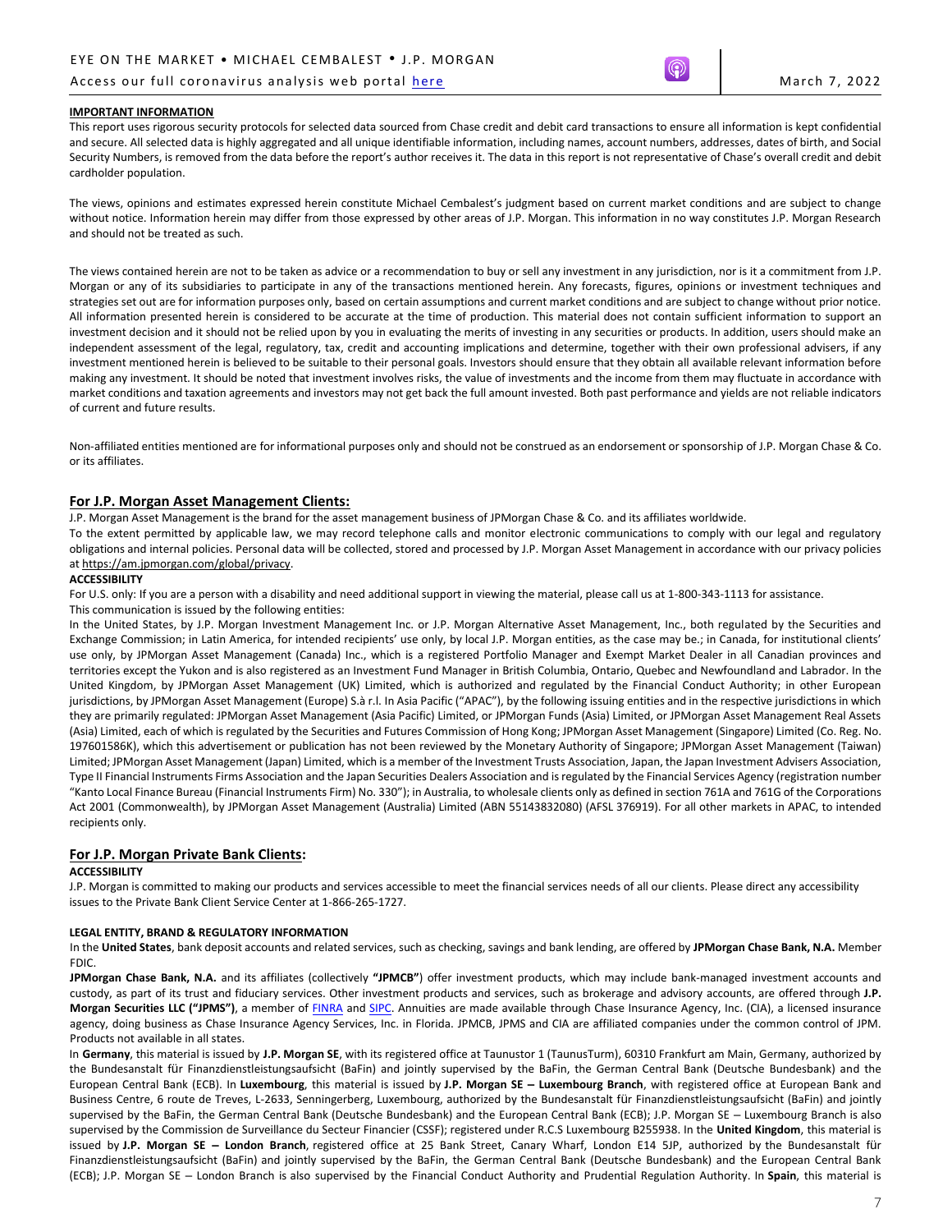**IMPORTANT INFORMATION**

This report uses rigorous security protocols for selected data sourced from Chase credit and debit card transactions to ensure all information is kept confidential and secure. All selected data is highly aggregated and all unique identifiable information, including names, account numbers, addresses, dates of birth, and Social Security Numbers, is removed from the data before the report's author receives it. The data in this report is not representative of Chase's overall credit and debit cardholder population.

The views, opinions and estimates expressed herein constitute Michael Cembalest's judgment based on current market conditions and are subject to change without notice. Information herein may differ from those expressed by other areas of J.P. Morgan. This information in no way constitutes J.P. Morgan Research and should not be treated as such.

The views contained herein are not to be taken as advice or a recommendation to buy or sell any investment in any jurisdiction, nor is it a commitment from J.P. Morgan or any of its subsidiaries to participate in any of the transactions mentioned herein. Any forecasts, figures, opinions or investment techniques and strategies set out are for information purposes only, based on certain assumptions and current market conditions and are subject to change without prior notice. All information presented herein is considered to be accurate at the time of production. This material does not contain sufficient information to support an investment decision and it should not be relied upon by you in evaluating the merits of investing in any securities or products. In addition, users should make an independent assessment of the legal, regulatory, tax, credit and accounting implications and determine, together with their own professional advisers, if any investment mentioned herein is believed to be suitable to their personal goals. Investors should ensure that they obtain all available relevant information before making any investment. It should be noted that investment involves risks, the value of investments and the income from them may fluctuate in accordance with market conditions and taxation agreements and investors may not get back the full amount invested. Both past performance and yields are not reliable indicators of current and future results.

Non-affiliated entities mentioned are for informational purposes only and should not be construed as an endorsement or sponsorship of J.P. Morgan Chase & Co. or its affiliates.

## For J.P. Morgan Asset Management Clients:

J.P. Morgan Asset Management is the brand for the asset management business of JPMorgan Chase & Co. and its affiliates worldwide.

To the extent permitted by applicable law, we may record telephone calls and monitor electronic communications to comply with our legal and regulatory obligations and internal policies. Personal data will be collected, stored and processed by J.P. Morgan Asset Management in accordance with our privacy policies at https://am.jpmorgan.com/global/privacy.

**ACCESSIBILITY**

For U.S. only: If you are a person with a disability and need additional support in viewing the material, please call us at 1-800-343-1113 for assistance.

This communication is issued by the following entities:

In the United States, by J.P. Morgan Investment Management Inc. or J.P. Morgan Alternative Asset Management, Inc., both regulated by the Securities and Exchange Commission; in Latin America, for intended recipients' use only, by local J.P. Morgan entities, as the case may be.; in Canada, for institutional clients' use only, by JPMorgan Asset Management (Canada) Inc., which is a registered Portfolio Manager and Exempt Market Dealer in all Canadian provinces and territories except the Yukon and is also registered as an Investment Fund Manager in British Columbia, Ontario, Quebec and Newfoundland and Labrador. In the United Kingdom, by JPMorgan Asset Management (UK) Limited, which is authorized and regulated by the Financial Conduct Authority; in other European jurisdictions, by JPMorgan Asset Management (Europe) S.à r.l. In Asia Pacific ("APAC"), by the following issuing entities and in the respective jurisdictions in which they are primarily regulated: JPMorgan Asset Management (Asia Pacific) Limited, or JPMorgan Funds (Asia) Limited, or JPMorgan Asset Management Real Assets (Asia) Limited, each of which is regulated by the Securities and Futures Commission of Hong Kong; JPMorgan Asset Management (Singapore) Limited (Co. Reg. No. 197601586K), which this advertisement or publication has not been reviewed by the Monetary Authority of Singapore; JPMorgan Asset Management (Taiwan) Limited; JPMorgan Asset Management (Japan) Limited, which is a member of the Investment Trusts Association, Japan, the Japan Investment Advisers Association, Type II Financial Instruments Firms Association and the Japan Securities Dealers Association and is regulated by the Financial Services Agency (registration number "Kanto Local Finance Bureau (Financial Instruments Firm) No. 330"); in Australia, to wholesale clients only as defined in section 761A and 761G of the Corporations Act 2001 (Commonwealth), by JPMorgan Asset Management (Australia) Limited (ABN 55143832080) (AFSL 376919). For all other markets in APAC, to intended recipients only.

## For J.P. Morgan Private Bank Clients:

**ACCESSIBILITY**

J.P. Morgan is committed to making our products and services accessible to meet the financial services needs of all our clients. Please direct any accessibility issues to the Private Bank Client Service Center at 1-866-265-1727.

**LEGAL ENTITY, BRAND & REGULATORY INFORMATION**

In the **United States**, bank deposit accounts and related services, such as checking, savings and bank lending, are offered by **JPMorgan Chase Bank, N.A.** Member FDIC.

**JPMorgan Chase Bank, N.A.** and its affiliates (collectively **"JPMCB"**) offer investment products, which may include bank-managed investment accounts and custody, as part of its trust and fiduciary services. Other investment products and services, such as brokerage and advisory accounts, are offered through **J.P. Morgan Securities LLC ("JPMS")**, a member of FINRA and SIPC. Annuities are made available through Chase Insurance Agency, Inc. (CIA), a licensed insurance agency, doing business as Chase Insurance Agency Services, Inc. in Florida. JPMCB, JPMS and CIA are affiliated companies under the common control of JPM. Products not available in all states.

In **Germany**, this material is issued by **J.P. Morgan SE**, with its registered office at Taunustor 1 (TaunusTurm), 60310 Frankfurt am Main, Germany, authorized by the Bundesanstalt für Finanzdienstleistungsaufsicht (BaFin) and jointly supervised by the BaFin, the German Central Bank (Deutsche Bundesbank) and the European Central Bank (ECB). In **Luxembourg**, this material is issued by **J.P. Morgan SE – Luxembourg Branch**, with registered office at European Bank and Business Centre, 6 route de Treves, L-2633, Senningerberg, Luxembourg, authorized by the Bundesanstalt für Finanzdienstleistungsaufsicht (BaFin) and jointly supervised by the BaFin, the German Central Bank (Deutsche Bundesbank) and the European Central Bank (ECB); J.P. Morgan SE – Luxembourg Branch is also supervised by the Commission de Surveillance du Secteur Financier (CSSF); registered under R.C.S Luxembourg B255938. In the **United Kingdom**, this material is issued by **J.P. Morgan SE – London Branch**, registered office at 25 Bank Street, Canary Wharf, London E14 5JP, authorized by the Bundesanstalt für Finanzdienstleistungsaufsicht (BaFin) and jointly supervised by the BaFin, the German Central Bank (Deutsche Bundesbank) and the European Central Bank (ECB); J.P. Morgan SE – London Branch is also supervised by the Financial Conduct Authority and Prudential Regulation Authority. In **Spain**, this material is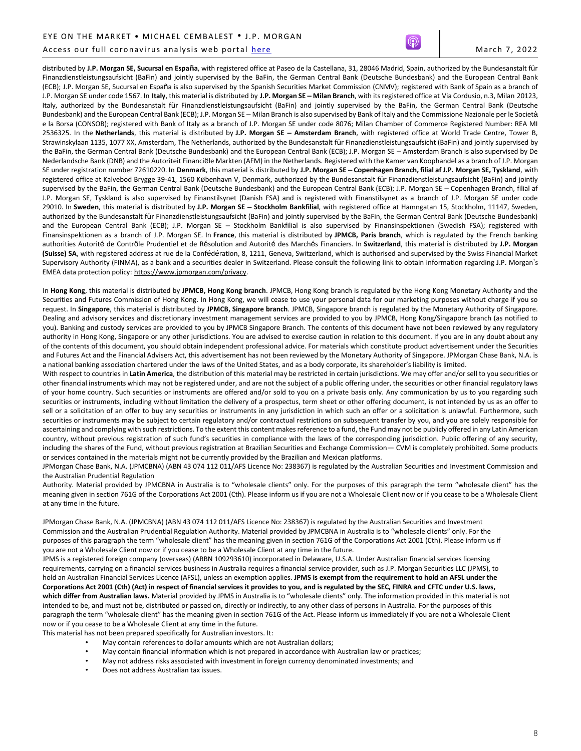distributed by **J.P. Morgan SE, Sucursal en España**, with registered office at Paseo de la Castellana, 31, 28046 Madrid, Spain, authorized by the Bundesanstalt für Finanzdienstleistungsaufsicht (BaFin) and jointly supervised by the BaFin, the German Central Bank (Deutsche Bundesbank) and the European Central Bank (ECB); J.P. Morgan SE, Sucursal en España is also supervised by the Spanish Securities Market Commission (CNMV); registered with Bank of Spain as a branch of J.P. Morgan SE under code 1567. In **Italy**, this material is distributed by **J.P. Morgan SE – Milan Branch**, with its registered office at Via Cordusio, n.3, Milan 20123, Italy, authorized by the Bundesanstalt für Finanzdienstleistungsaufsicht (BaFin) and jointly supervised by the BaFin, the German Central Bank (Deutsche Bundesbank) and the European Central Bank (ECB); J.P. Morgan SE – Milan Branch is also supervised by Bank of Italy and the Commissione Nazionale per le Società e la Borsa (CONSOB); registered with Bank of Italy as a branch of J.P. Morgan SE under code 8076; Milan Chamber of Commerce Registered Number: REA MI 2536325. In the **Netherlands**, this material is distributed by **J.P. Morgan SE – Amsterdam Branch**, with registered office at World Trade Centre, Tower B, Strawinskylaan 1135, 1077 XX, Amsterdam, The Netherlands, authorized by the Bundesanstalt für Finanzdienstleistungsaufsicht (BaFin) and jointly supervised by the BaFin, the German Central Bank (Deutsche Bundesbank) and the European Central Bank (ECB); J.P. Morgan SE – Amsterdam Branch is also supervised by De Nederlandsche Bank (DNB) and the Autoriteit Financiële Markten (AFM) in the Netherlands. Registered with the Kamer van Koophandel as a branch of J.P. Morgan SE under registration number 72610220. In **Denmark**, this material is distributed by **J.P. Morgan SE – Copenhagen Branch, filial af J.P. Morgan SE, Tyskland**, with registered office at Kalvebod Brygge 39-41, 1560 København V, Denmark, authorized by the Bundesanstalt für Finanzdienstleistungsaufsicht (BaFin) and jointly supervised by the BaFin, the German Central Bank (Deutsche Bundesbank) and the European Central Bank (ECB); J.P. Morgan SE – Copenhagen Branch, filial af J.P. Morgan SE, Tyskland is also supervised by Finanstilsynet (Danish FSA) and is registered with Finanstilsynet as a branch of J.P. Morgan SE under code 29010. In **Sweden**, this material is distributed by **J.P. Morgan SE – Stockholm Bankfilial**, with registered office at Hamngatan 15, Stockholm, 11147, Sweden, authorized by the Bundesanstalt für Finanzdienstleistungsaufsicht (BaFin) and jointly supervised by the BaFin, the German Central Bank (Deutsche Bundesbank) and the European Central Bank (ECB); J.P. Morgan SE – Stockholm Bankfilial is also supervised by Finansinspektionen (Swedish FSA); registered with Finansinspektionen as a branch of J.P. Morgan SE. In **France**, this material is distributed by **JPMCB, Paris branch**, which is regulated by the French banking authorities Autorité de Contrôle Prudentiel et de Résolution and Autorité des Marchés Financiers. In **Switzerland**, this material is distributed by **J.P. Morgan (Suisse) SA**, with registered address at rue de la Confédération, 8, 1211, Geneva, Switzerland, which is authorised and supervised by the Swiss Financial Market Supervisory Authority (FINMA), as a bank and a securities dealer in Switzerland. Please consult the following link to obtain information regarding J.P. Morgan's EMEA data protection policy: https://www.jpmorgan.com/privacy.

In **Hong Kong**, this material is distributed by **JPMCB, Hong Kong branch**. JPMCB, Hong Kong branch is regulated by the Hong Kong Monetary Authority and the Securities and Futures Commission of Hong Kong. In Hong Kong, we will cease to use your personal data for our marketing purposes without charge if you so request. In **Singapore**, this material is distributed by **JPMCB, Singapore branch**. JPMCB, Singapore branch is regulated by the Monetary Authority of Singapore. Dealing and advisory services and discretionary investment management services are provided to you by JPMCB, Hong Kong/Singapore branch (as notified to you). Banking and custody services are provided to you by JPMCB Singapore Branch. The contents of this document have not been reviewed by any regulatory authority in Hong Kong, Singapore or any other jurisdictions. You are advised to exercise caution in relation to this document. If you are in any doubt about any of the contents of this document, you should obtain independent professional advice. For materials which constitute product advertisement under the Securities and Futures Act and the Financial Advisers Act, this advertisement has not been reviewed by the Monetary Authority of Singapore. JPMorgan Chase Bank, N.A. is a national banking association chartered under the laws of the United States, and as a body corporate, its shareholder's liability is limited.

With respect to countries in **Latin America**, the distribution of this material may be restricted in certain jurisdictions. We may offer and/or sell to you securities or other financial instruments which may not be registered under, and are not the subject of a public offering under, the securities or other financial regulatory laws of your home country. Such securities or instruments are offered and/or sold to you on a private basis only. Any communication by us to you regarding such securities or instruments, including without limitation the delivery of a prospectus, term sheet or other offering document, is not intended by us as an offer to sell or a solicitation of an offer to buy any securities or instruments in any jurisdiction in which such an offer or a solicitation is unlawful. Furthermore, such securities or instruments may be subject to certain regulatory and/or contractual restrictions on subsequent transfer by you, and you are solely responsible for ascertaining and complying with such restrictions. To the extent this content makes reference to a fund, the Fund may not be publicly offered in any Latin American country, without previous registration of such fund's securities in compliance with the laws of the corresponding jurisdiction. Public offering of any security, including the shares of the Fund, without previous registration at Brazilian Securities and Exchange Commission— CVM is completely prohibited. Some products or services contained in the materials might not be currently provided by the Brazilian and Mexican platforms.

JPMorgan Chase Bank, N.A. (JPMCBNA) (ABN 43 074 112 011/AFS Licence No: 238367) is regulated by the Australian Securities and Investment Commission and the Australian Prudential Regulation

Authority. Material provided by JPMCBNA in Australia is to "wholesale clients" only. For the purposes of this paragraph the term "wholesale client" has the meaning given in section 761G of the Corporations Act 2001 (Cth). Please inform us if you are not a Wholesale Client now or if you cease to be a Wholesale Client at any time in the future.

JPMorgan Chase Bank, N.A. (JPMCBNA) (ABN 43 074 112 011/AFS Licence No: 238367) is regulated by the Australian Securities and Investment Commission and the Australian Prudential Regulation Authority. Material provided by JPMCBNA in Australia is to "wholesale clients" only. For the purposes of this paragraph the term "wholesale client" has the meaning given in section 761G of the Corporations Act 2001 (Cth). Please inform us if you are not a Wholesale Client now or if you cease to be a Wholesale Client at any time in the future.

JPMS is a registered foreign company (overseas) (ARBN 109293610) incorporated in Delaware, U.S.A. Under Australian financial services licensing requirements, carrying on a financial services business in Australia requires a financial service provider, such as J.P. Morgan Securities LLC (JPMS), to hold an Australian Financial Services Licence (AFSL), unless an exemption applies. **JPMS is exempt from the requirement to hold an AFSL under the Corporations Act 2001 (Cth) (Act) in respect of financial services it provides to you, and is regulated by the SEC, FINRA and CFTC under U.S. laws, which differ from Australian laws.** Material provided by JPMS in Australia is to "wholesale clients" only. The information provided in this material is not intended to be, and must not be, distributed or passed on, directly or indirectly, to any other class of persons in Australia. For the purposes of this paragraph the term "wholesale client" has the meaning given in section 761G of the Act. Please inform us immediately if you are not a Wholesale Client now or if you cease to be a Wholesale Client at any time in the future.

This material has not been prepared specifically for Australian investors. It:

- May contain references to dollar amounts which are not Australian dollars;
- May contain financial information which is not prepared in accordance with Australian law or practices;
- May not address risks associated with investment in foreign currency denominated investments; and
- Does not address Australian tax issues.